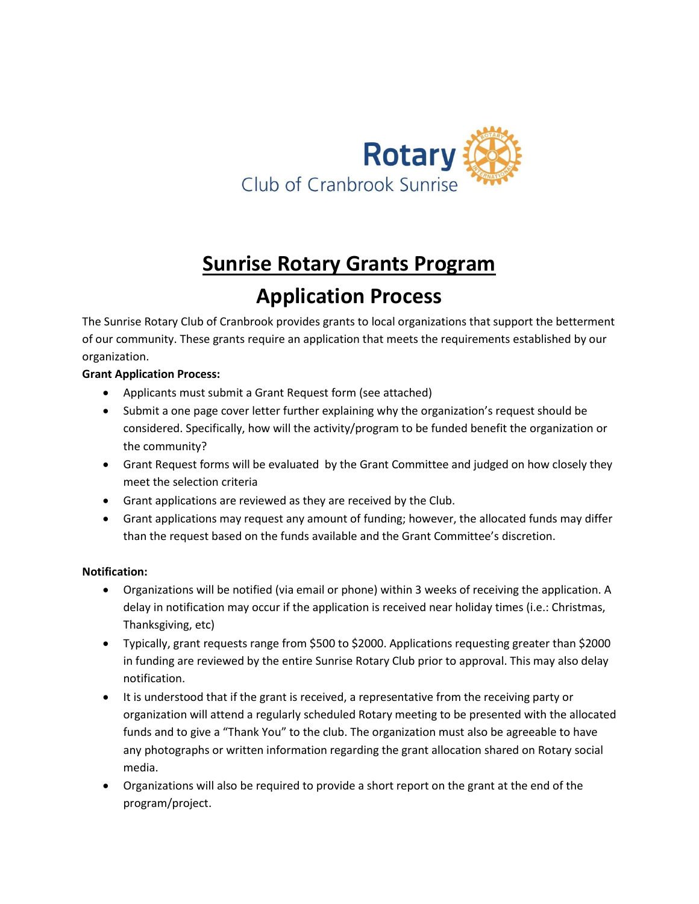Rotary
Club of Cranbrook Sunrise

# Sunrise Rotary Grants Program

# Application Process

The Sunrise Rotary Club of Cranbrook provides grants to local organizations that support the betterment of our community. These grants require an application that meets the requirements established by our organization.

**Grant Application Process:**

- Applicants must submit a Grant Request form (see attached)
- Submit a one page cover letter further explaining why the organization's request should be considered. Specifically, how will the activity/program to be funded benefit the organization or the community?
- Grant Request forms will be evaluated by the Grant Committee and judged on how closely they meet the selection criteria
- Grant applications are reviewed as they are received by the Club.
- Grant applications may request any amount of funding; however, the allocated funds may differ than the request based on the funds available and the Grant Committee's discretion.

**Notification:**

- Organizations will be notified (via email or phone) within 3 weeks of receiving the application. A delay in notification may occur if the application is received near holiday times (i.e.: Christmas, Thanksgiving, etc)
- Typically, grant requests range from $500 to $2000. Applications requesting greater than $2000 in funding are reviewed by the entire Sunrise Rotary Club prior to approval. This may also delay notification.
- It is understood that if the grant is received, a representative from the receiving party or organization will attend a regularly scheduled Rotary meeting to be presented with the allocated funds and to give a "Thank You" to the club. The organization must also be agreeable to have any photographs or written information regarding the grant allocation shared on Rotary social media.
- Organizations will also be required to provide a short report on the grant at the end of the program/project.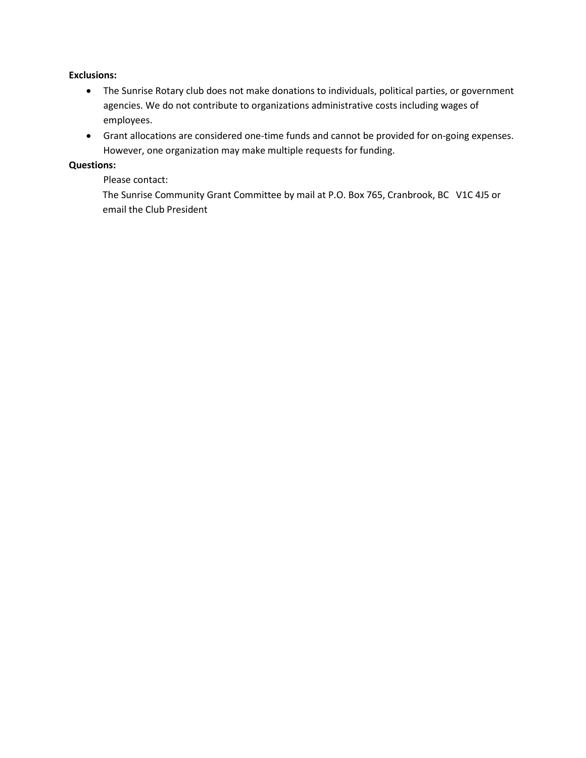**Exclusions:**

- The Sunrise Rotary club does not make donations to individuals, political parties, or government agencies. We do not contribute to organizations administrative costs including wages of employees.
- Grant allocations are considered one-time funds and cannot be provided for on-going expenses. However, one organization may make multiple requests for funding.

**Questions:**

Please contact:

The Sunrise Community Grant Committee by mail at P.O. Box 765, Cranbrook, BC V1C 4J5 or email the Club President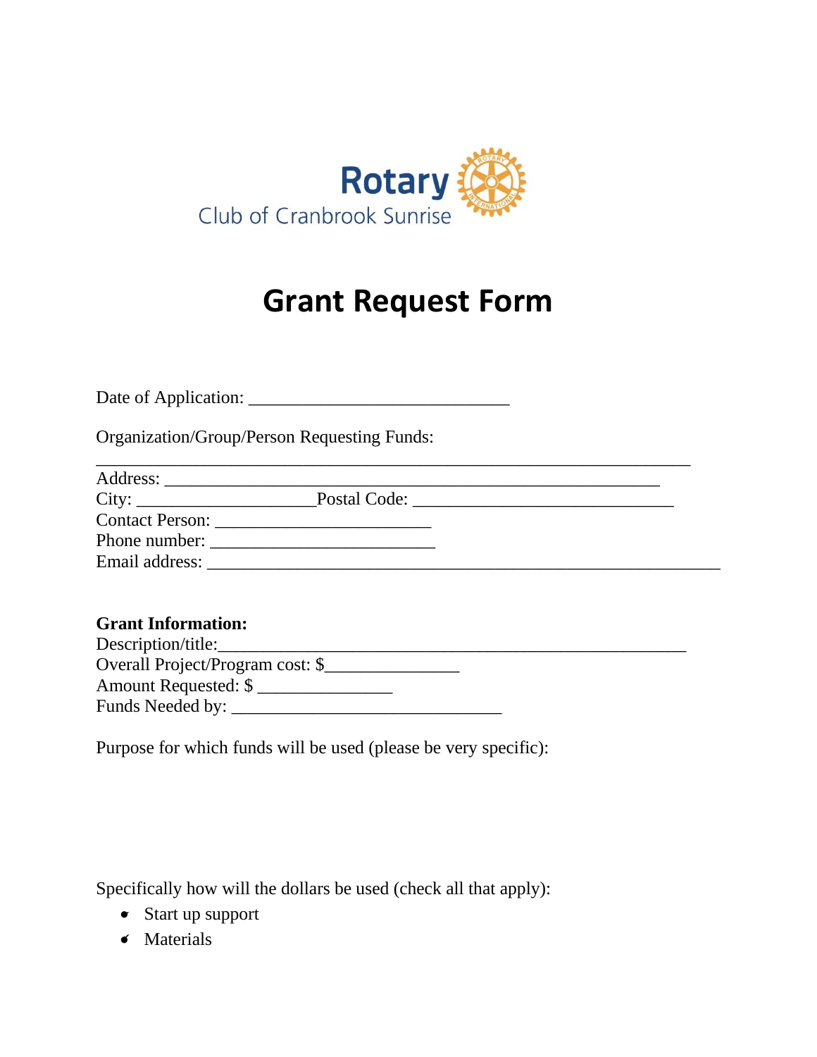Rotary

Club of Cranbrook Sunrise

# Grant Request Form

Date of Application: ______________________________

Organization/Group/Person Requesting Funds:

_____________________________________________________________________

Address: _________________________________________________________

City: ____________________Postal Code: ______________________________

Contact Person: _________________________

Phone number: _________________________

Email address: ___________________________________________________________

**Grant Information:**

Description/title:_____________________________________________________

Overall Project/Program cost: $_______________

Amount Requested: $ _______________

Funds Needed by: _______________________________

Purpose for which funds will be used (please be very specific):

Specifically how will the dollars be used (check all that apply):

- Start up support
- Materials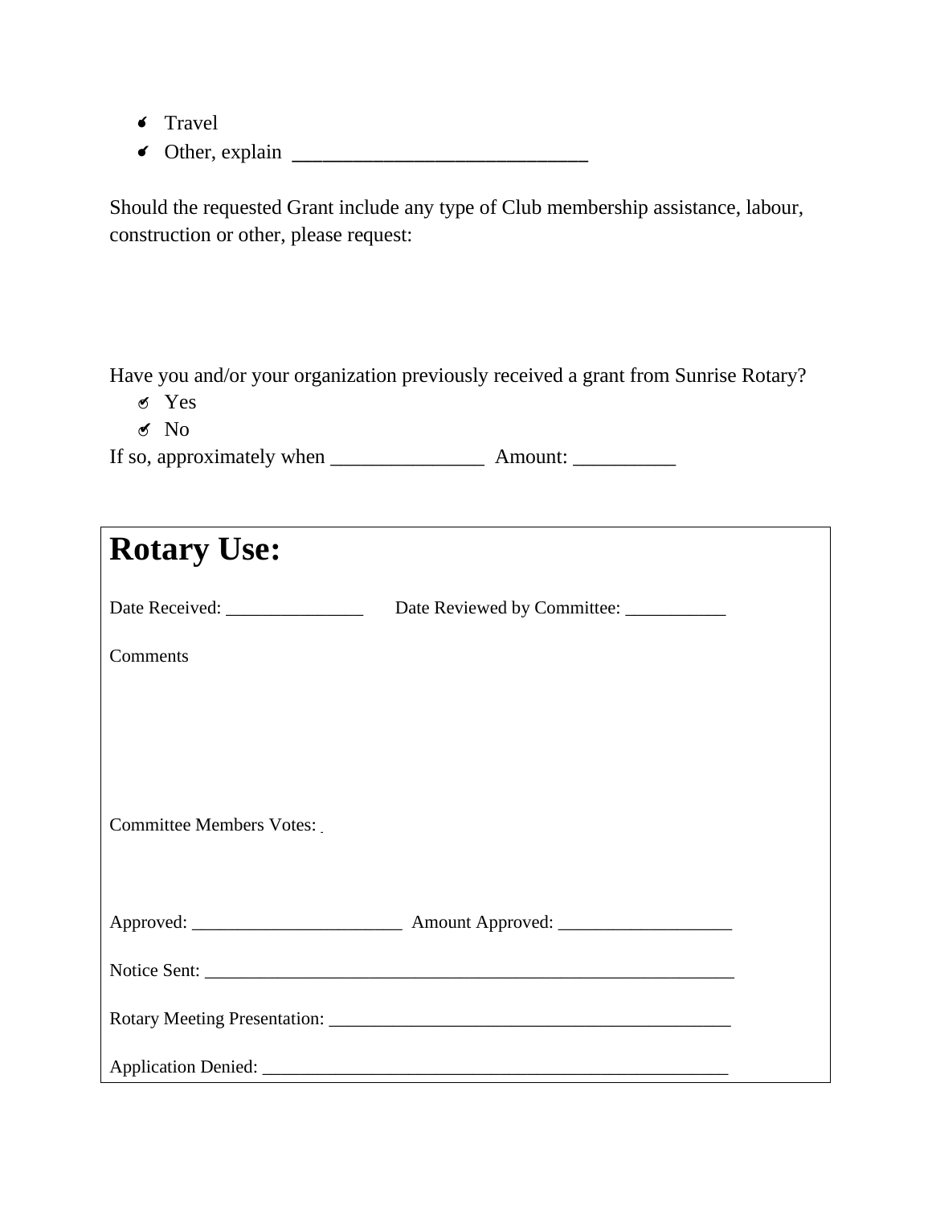- Travel
- Other, explain ____________________________

Should the requested Grant include any type of Club membership assistance, labour, construction or other, please request:

Have you and/or your organization previously received a grant from Sunrise Rotary?

- Yes
- No

If so, approximately when _______________ Amount: __________

# Rotary Use:

Date Received: _______________ Date Reviewed by Committee: ___________

Comments

Committee Members Votes:

Approved: _______________________ Amount Approved: ___________________

Notice Sent: ____________________________________________________________

Rotary Meeting Presentation: ____________________________________________

Application Denied: _____________________________________________________